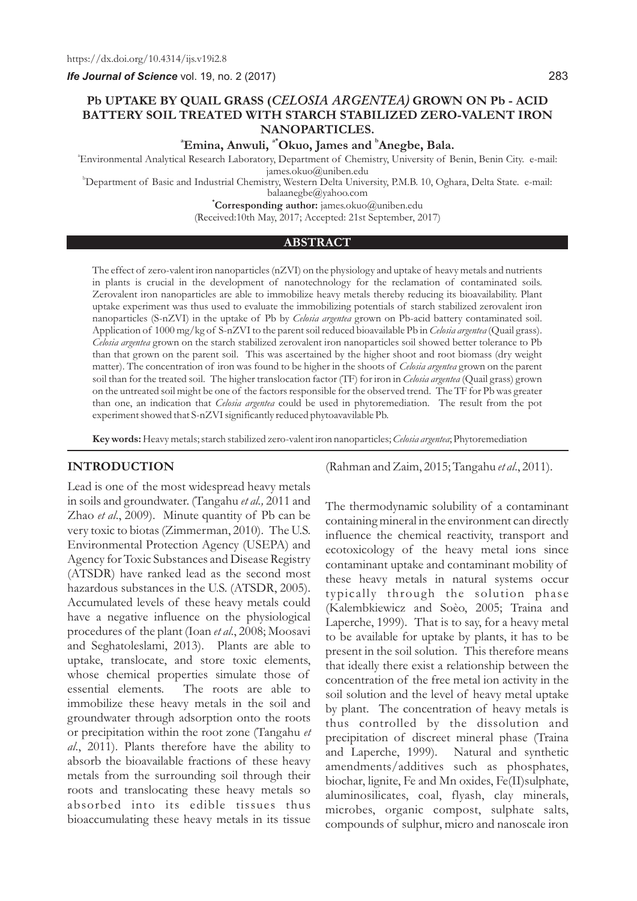https://dx.doi.org/10.4314/ijs.v19i2.8

# Pb UPTAKE BY QUAIL GRASS (*CELOSIA ARGENTEA)* GROWN ON Pb - ACID BATTERY SOIL TREATED WITH STARCH STABILIZED ZERO-VALENT IRON NANOPARTICLES.

**[a]Emina, Anwuli, [a*]Okuo, James and [b]Anegbe, Bala.**

[a]Environmental Analytical Research Laboratory, Department of Chemistry, University of Benin, Benin City. e-mail: james.okuo@uniben.edu

[b]Department of Basic and Industrial Chemistry, Western Delta University, P.M.B. 10, Oghara, Delta State. e-mail: balaanegbe@yahoo.com

[*]**Corresponding author:** james.okuo@uniben.edu

(Received:10th May, 2017; Accepted: 21st September, 2017)

## ABSTRACT

The effect of zero-valent iron nanoparticles (nZVI) on the physiology and uptake of heavy metals and nutrients in plants is crucial in the development of nanotechnology for the reclamation of contaminated soils. Zerovalent iron nanoparticles are able to immobilize heavy metals thereby reducing its bioavailability. Plant uptake experiment was thus used to evaluate the immobilizing potentials of starch stabilized zerovalent iron nanoparticles (S-nZVI) in the uptake of Pb by *Celosia argentea* grown on Pb-acid battery contaminated soil. Application of 1000 mg/kg of S-nZVI to the parent soil reduced bioavailable Pb in *Celosia argentea* (Quail grass). *Celosia argentea* grown on the starch stabilized zerovalent iron nanoparticles soil showed better tolerance to Pb than that grown on the parent soil. This was ascertained by the higher shoot and root biomass (dry weight matter). The concentration of iron was found to be higher in the shoots of *Celosia argentea* grown on the parent soil than for the treated soil. The higher translocation factor (TF) for iron in *Celosia argentea* (Quail grass) grown on the untreated soil might be one of the factors responsible for the observed trend. The TF for Pb was greater than one, an indication that *Celosia argentea* could be used in phytoremediation. The result from the pot experiment showed that S-nZVI significantly reduced phytoavavilable Pb.

**Key words:** Heavy metals; starch stabilized zero-valent iron nanoparticles; *Celosia argentea*; Phytoremediation

## INTRODUCTION

Lead is one of the most widespread heavy metals in soils and groundwater. (Tangahu *et al.,* 2011 and Zhao *et al*., 2009). Minute quantity of Pb can be very toxic to biotas (Zimmerman, 2010). The U.S. Environmental Protection Agency (USEPA) and Agency for Toxic Substances and Disease Registry (ATSDR) have ranked lead as the second most hazardous substances in the U.S. (ATSDR, 2005). Accumulated levels of these heavy metals could have a negative influence on the physiological procedures of the plant (Ioan *et al.*, 2008; Moosavi and Seghatoleslami, 2013). Plants are able to uptake, translocate, and store toxic elements, whose chemical properties simulate those of essential elements. The roots are able to immobilize these heavy metals in the soil and groundwater through adsorption onto the roots or precipitation within the root zone (Tangahu *et al*., 2011). Plants therefore have the ability to absorb the bioavailable fractions of these heavy metals from the surrounding soil through their roots and translocating these heavy metals so absorbed into its edible tissues thus bioaccumulating these heavy metals in its tissue (Rahman and Zaim, 2015; Tangahu *et al*., 2011).

The thermodynamic solubility of a contaminant containing mineral in the environment can directly influence the chemical reactivity, transport and ecotoxicology of the heavy metal ions since contaminant uptake and contaminant mobility of these heavy metals in natural systems occur typically through the solution phase (Kalembkiewicz and Soèo, 2005; Traina and Laperche, 1999). That is to say, for a heavy metal to be available for uptake by plants, it has to be present in the soil solution. This therefore means that ideally there exist a relationship between the concentration of the free metal ion activity in the soil solution and the level of heavy metal uptake by plant. The concentration of heavy metals is thus controlled by the dissolution and precipitation of discreet mineral phase (Traina and Laperche, 1999). Natural and synthetic amendments/additives such as phosphates, biochar, lignite, Fe and Mn oxides, Fe(II)sulphate, aluminosilicates, coal, flyash, clay minerals, microbes, organic compost, sulphate salts, compounds of sulphur, micro and nanoscale iron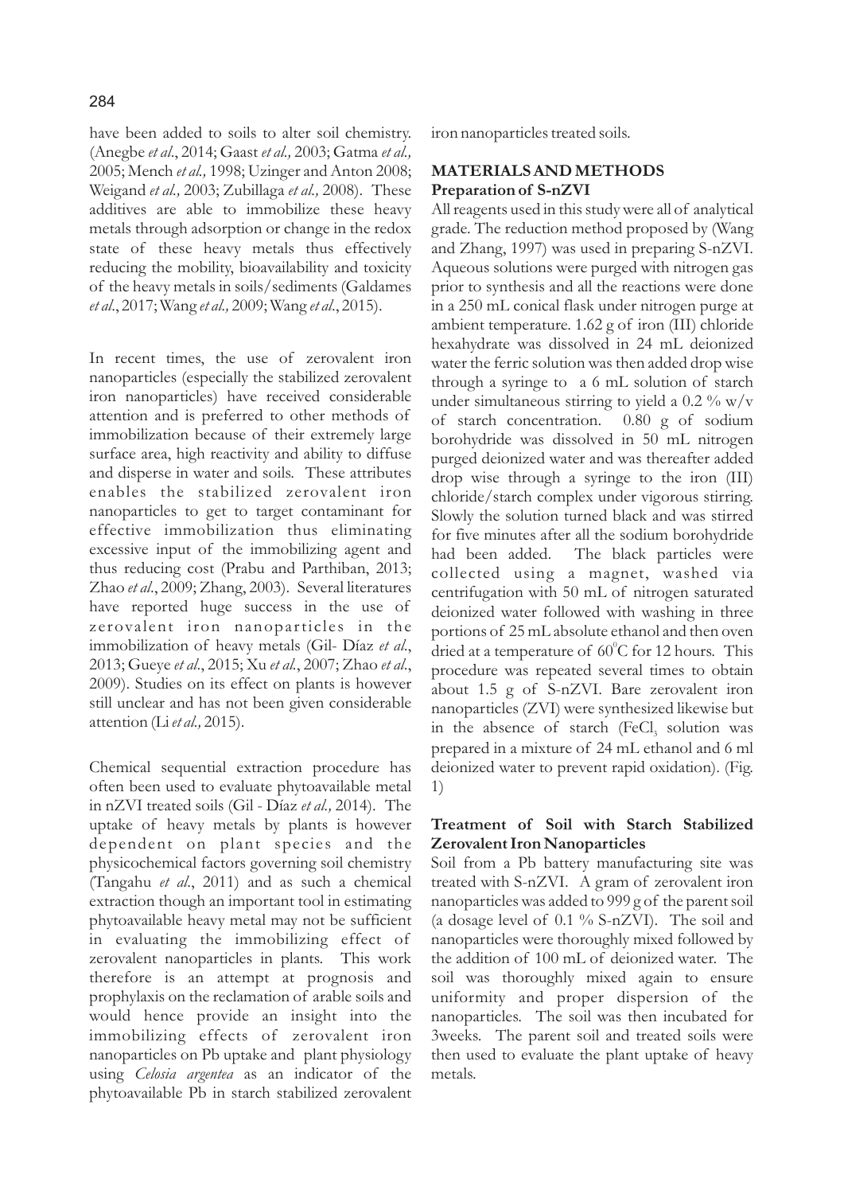have been added to soils to alter soil chemistry. (Anegbe *et al*., 2014; Gaast *et al.,* 2003; Gatma *et al.,* 2005; Mench *et al.,* 1998; Uzinger and Anton 2008; Weigand *et al.,* 2003; Zubillaga *et al.,* 2008). These additives are able to immobilize these heavy metals through adsorption or change in the redox state of these heavy metals thus effectively reducing the mobility, bioavailability and toxicity of the heavy metals in soils/sediments (Galdames *et al*., 2017; Wang *et al.,* 2009; Wang *et al*., 2015).

In recent times, the use of zerovalent iron nanoparticles (especially the stabilized zerovalent iron nanoparticles) have received considerable attention and is preferred to other methods of immobilization because of their extremely large surface area, high reactivity and ability to diffuse and disperse in water and soils. These attributes enables the stabilized zerovalent iron nanoparticles to get to target contaminant for effective immobilization thus eliminating excessive input of the immobilizing agent and thus reducing cost (Prabu and Parthiban, 2013; Zhao *et al*., 2009; Zhang, 2003). Several literatures have reported huge success in the use of zerovalent iron nanoparticles in the immobilization of heavy metals (Gil- Díaz *et al*., 2013; Gueye *et al*., 2015; Xu *et al*., 2007; Zhao *et al*., 2009). Studies on its effect on plants is however still unclear and has not been given considerable attention (Li *et al.,* 2015).

Chemical sequential extraction procedure has often been used to evaluate phytoavailable metal in nZVI treated soils (Gil - Díaz *et al.,* 2014). The uptake of heavy metals by plants is however dependent on plant species and the physicochemical factors governing soil chemistry (Tangahu *et al*., 2011) and as such a chemical extraction though an important tool in estimating phytoavailable heavy metal may not be sufficient in evaluating the immobilizing effect of zerovalent nanoparticles in plants. This work therefore is an attempt at prognosis and prophylaxis on the reclamation of arable soils and would hence provide an insight into the immobilizing effects of zerovalent iron nanoparticles on Pb uptake and plant physiology using *Celosia argentea* as an indicator of the phytoavailable Pb in starch stabilized zerovalent iron nanoparticles treated soils.

## MATERIALS AND METHODS

### Preparation of S-nZVI

All reagents used in this study were all of analytical grade. The reduction method proposed by (Wang and Zhang, 1997) was used in preparing S-nZVI. Aqueous solutions were purged with nitrogen gas prior to synthesis and all the reactions were done in a 250 mL conical flask under nitrogen purge at ambient temperature. 1.62 g of iron (III) chloride hexahydrate was dissolved in 24 mL deionized water the ferric solution was then added drop wise through a syringe to a 6 mL solution of starch under simultaneous stirring to yield a 0.2 % w/v of starch concentration. 0.80 g of sodium borohydride was dissolved in 50 mL nitrogen purged deionized water and was thereafter added drop wise through a syringe to the iron (III) chloride/starch complex under vigorous stirring. Slowly the solution turned black and was stirred for five minutes after all the sodium borohydride had been added. The black particles were collected using a magnet, washed via centrifugation with 50 mL of nitrogen saturated deionized water followed with washing in three portions of 25 mL absolute ethanol and then oven dried at a temperature of $60^{0}C$ for 12 hours. This procedure was repeated several times to obtain about 1.5 g of S-nZVI. Bare zerovalent iron nanoparticles (ZVI) were synthesized likewise but in the absence of starch ($FeCl_3$ solution was prepared in a mixture of 24 mL ethanol and 6 ml deionized water to prevent rapid oxidation). (Fig. 1)

### Treatment of Soil with Starch Stabilized Zerovalent Iron Nanoparticles

Soil from a Pb battery manufacturing site was treated with S-nZVI. A gram of zerovalent iron nanoparticles was added to 999 g of the parent soil (a dosage level of 0.1 % S-nZVI). The soil and nanoparticles were thoroughly mixed followed by the addition of 100 mL of deionized water. The soil was thoroughly mixed again to ensure uniformity and proper dispersion of the nanoparticles. The soil was then incubated for 3weeks. The parent soil and treated soils were then used to evaluate the plant uptake of heavy metals.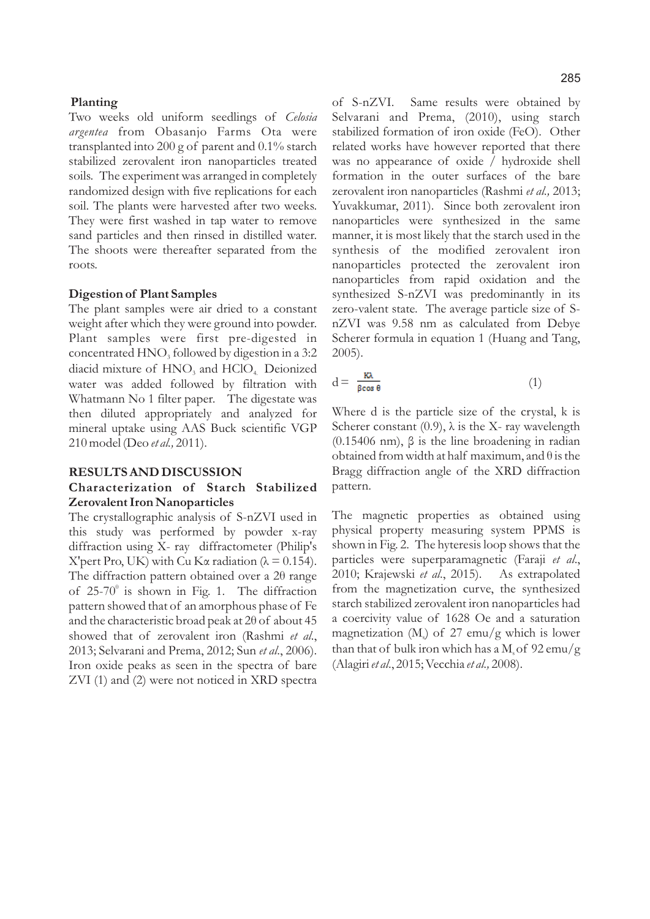### Planting

Two weeks old uniform seedlings of *Celosia argentea* from Obasanjo Farms Ota were transplanted into 200 g of parent and 0.1% starch stabilized zerovalent iron nanoparticles treated soils. The experiment was arranged in completely randomized design with five replications for each soil. The plants were harvested after two weeks. They were first washed in tap water to remove sand particles and then rinsed in distilled water. The shoots were thereafter separated from the roots.

### Digestion of Plant Samples

The plant samples were air dried to a constant weight after which they were ground into powder. Plant samples were first pre-digested in concentrated $HNO_3$ followed by digestion in a 3:2 diacid mixture of $HNO_3$ and $HClO_4$. Deionized water was added followed by filtration with Whatmann No 1 filter paper. The digestate was then diluted appropriately and analyzed for mineral uptake using AAS Buck scientific VGP 210 model (Deo *et al.,* 2011).

## RESULTS AND DISCUSSION

### Characterization of Starch Stabilized Zerovalent Iron Nanoparticles

The crystallographic analysis of S-nZVI used in this study was performed by powder x-ray diffraction using X- ray diffractometer (Philip's X'pert Pro, UK) with Cu Kα radiation ($\lambda = 0.154$). The diffraction pattern obtained over a 2θ range of 25-70$^0$ is shown in Fig. 1. The diffraction pattern showed that of an amorphous phase of Fe and the characteristic broad peak at 2θ of about 45 showed that of zerovalent iron (Rashmi *et al.*, 2013; Selvarani and Prema, 2012; Sun *et al.*, 2006). Iron oxide peaks as seen in the spectra of bare ZVI (1) and (2) were not noticed in XRD spectra of S-nZVI. Same results were obtained by Selvarani and Prema, (2010), using starch stabilized formation of iron oxide (FeO). Other related works have however reported that there was no appearance of oxide / hydroxide shell formation in the outer surfaces of the bare zerovalent iron nanoparticles (Rashmi *et al.,* 2013; Yuvakkumar, 2011). Since both zerovalent iron nanoparticles were synthesized in the same manner, it is most likely that the starch used in the synthesis of the modified zerovalent iron nanoparticles protected the zerovalent iron nanoparticles from rapid oxidation and the synthesized S-nZVI was predominantly in its zero-valent state. The average particle size of S-nZVI was 9.58 nm as calculated from Debye Scherer formula in equation 1 (Huang and Tang, 2005).

$$d = \frac{K\lambda}{\beta \cos \theta} \quad (1)$$

Where d is the particle size of the crystal, k is Scherer constant (0.9), λ is the X- ray wavelength (0.15406 nm), β is the line broadening in radian obtained from width at half maximum, and θ is the Bragg diffraction angle of the XRD diffraction pattern.

The magnetic properties as obtained using physical property measuring system PPMS is shown in Fig. 2. The hyteresis loop shows that the particles were superparamagnetic (Faraji *et al.*, 2010; Krajewski *et al.*, 2015). As extrapolated from the magnetization curve, the synthesized starch stabilized zerovalent iron nanoparticles had a coercivity value of 1628 Oe and a saturation magnetization ($M_s$) of 27 emu/g which is lower than that of bulk iron which has a $M_s$ of 92 emu/g (Alagiri *et al.*, 2015; Vecchia *et al.,* 2008).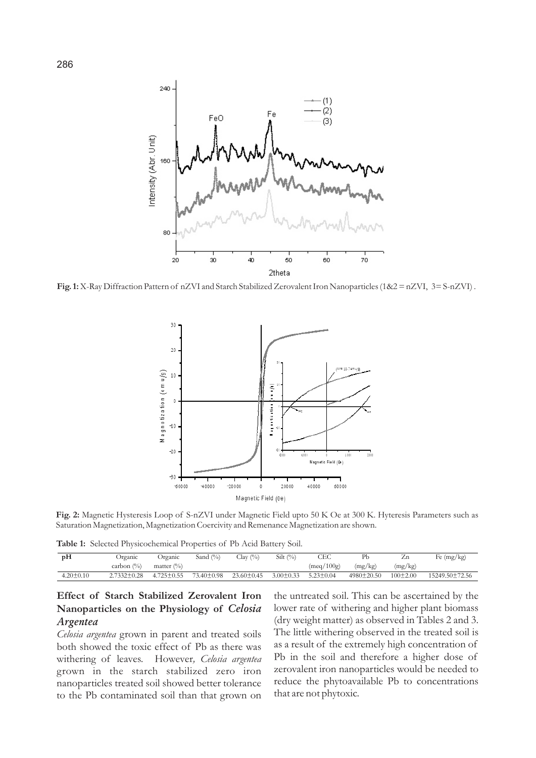240

160

80

20 30 40 50 60 70

Intensity (Abr. Unit)

2theta

FeO

Fe

(1)
(2)
(3)

**Fig. 1:** X-Ray Diffraction Pattern of nZVI and Starch Stabilized Zerovalent Iron Nanoparticles (1&2 = nZVI, 3= S-nZVI) .

30
20
10
0
-10
-20
-30

-60000 -40000 -20000 0 20000 40000 60000

Magnetization (emu/g)

Magnetic Field (Oe)

Mr= 10.7 emu/g

Hc

Hc

Magnetization

Magnetic Field (Oe)

**Fig. 2:** Magnetic Hysteresis Loop of S-nZVI under Magnetic Field upto 50 K Oe at 300 K. Hyteresis Parameters such as Saturation Magnetization, Magnetization Coercivity and Remenance Magnetization are shown.

**Table 1:** Selected Physicochemical Properties of Pb Acid Battery Soil.

| pH | Organic carbon (%) | Organic matter (%) | Sand (%) | Clay (%) | Silt (%) | CEC (meq/100g) | Pb (mg/kg) | Zn (mg/kg) | Fe (mg/kg) |
|---|---|---|---|---|---|---|---|---|---|
| 4.20±0.10 | 2.7332±0.28 | 4.725±0.55 | 73.40±0.98 | 23.60±0.45 | 3.00±0.33 | 5.23±0.04 | 4980±20.50 | 100±2.00 | 15249.50±72.56 |

### Effect of Starch Stabilized Zerovalent Iron Nanoparticles on the Physiology of *Celosia Argentea*

*Celosia argentea* grown in parent and treated soils both showed the toxic effect of Pb as there was withering of leaves. However, *Celosia argentea* grown in the starch stabilized zero iron nanoparticles treated soil showed better tolerance to the Pb contaminated soil than that grown on the untreated soil. This can be ascertained by the lower rate of withering and higher plant biomass (dry weight matter) as observed in Tables 2 and 3. The little withering observed in the treated soil is as a result of the extremely high concentration of Pb in the soil and therefore a higher dose of zerovalent iron nanoparticles would be needed to reduce the phytoavailable Pb to concentrations that are not phytoxic.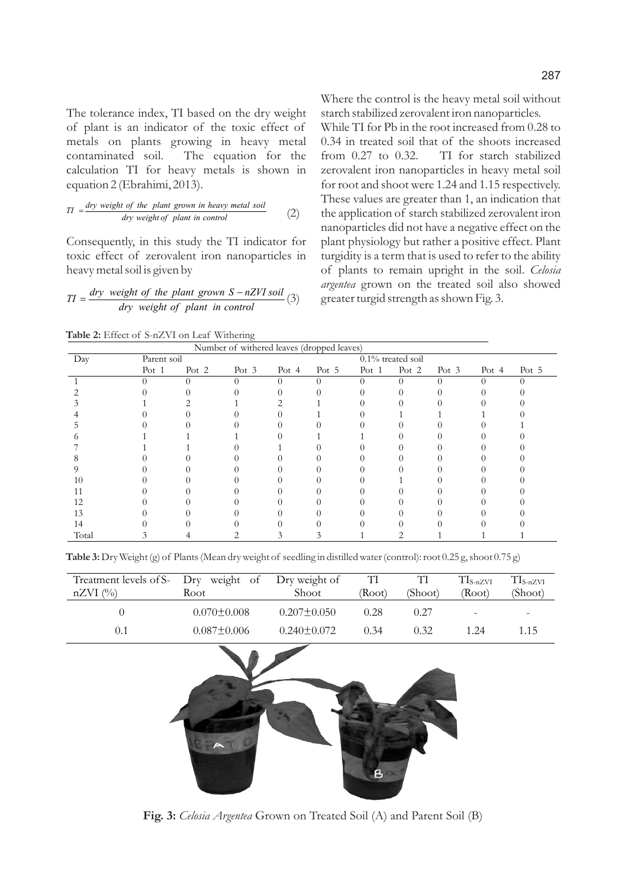The tolerance index, TI based on the dry weight of plant is an indicator of the toxic effect of metals on plants growing in heavy metal contaminated soil. The equation for the calculation TI for heavy metals is shown in equation 2 (Ebrahimi, 2013).

$$TI = \frac{\text{dry weight of the plant grown in heavy metal soil}}{\text{dry weight of plant in control}} \quad (2)$$

Consequently, in this study the TI indicator for toxic effect of zerovalent iron nanoparticles in heavy metal soil is given by

$$TI = \frac{\text{dry weight of the plant grown } S-nZVI \text{ soil}}{\text{dry weight of plant in control}} \quad (3)$$

Where the control is the heavy metal soil without starch stabilized zerovalent iron nanoparticles.

While TI for Pb in the root increased from 0.28 to 0.34 in treated soil that of the shoots increased from 0.27 to 0.32. TI for starch stabilized zerovalent iron nanoparticles in heavy metal soil for root and shoot were 1.24 and 1.15 respectively. These values are greater than 1, an indication that the application of starch stabilized zerovalent iron nanoparticles did not have a negative effect on the plant physiology but rather a positive effect. Plant turgidity is a term that is used to refer to the ability of plants to remain upright in the soil. *Celosia argentea* grown on the treated soil also showed greater turgid strength as shown Fig. 3.

**Table 2:** Effect of S-nZVI on Leaf Withering

| Day | Number of withered leaves (dropped leaves) | | | | | | | | | |
|---|---|---|---|---|---|---|---|---|---|---|
| | Parent soil | | | | | 0.1% treated soil | | | | |
| | Pot 1 | Pot 2 | Pot 3 | Pot 4 | Pot 5 | Pot 1 | Pot 2 | Pot 3 | Pot 4 | Pot 5 |
| 1 | 0 | 0 | 0 | 0 | 0 | 0 | 0 | 0 | 0 | 0 |
| 2 | 0 | 0 | 0 | 0 | 0 | 0 | 0 | 0 | 0 | 0 |
| 3 | 1 | 2 | 1 | 2 | 1 | 0 | 0 | 0 | 0 | 0 |
| 4 | 0 | 0 | 0 | 0 | 1 | 0 | 1 | 1 | 1 | 0 |
| 5 | 0 | 0 | 0 | 0 | 0 | 0 | 0 | 0 | 0 | 1 |
| 6 | 1 | 1 | 1 | 0 | 1 | 1 | 0 | 0 | 0 | 0 |
| 7 | 1 | 1 | 0 | 1 | 0 | 0 | 0 | 0 | 0 | 0 |
| 8 | 0 | 0 | 0 | 0 | 0 | 0 | 0 | 0 | 0 | 0 |
| 9 | 0 | 0 | 0 | 0 | 0 | 0 | 0 | 0 | 0 | 0 |
| 10 | 0 | 0 | 0 | 0 | 0 | 0 | 1 | 0 | 0 | 0 |
| 11 | 0 | 0 | 0 | 0 | 0 | 0 | 0 | 0 | 0 | 0 |
| 12 | 0 | 0 | 0 | 0 | 0 | 0 | 0 | 0 | 0 | 0 |
| 13 | 0 | 0 | 0 | 0 | 0 | 0 | 0 | 0 | 0 | 0 |
| 14 | 0 | 0 | 0 | 0 | 0 | 0 | 0 | 0 | 0 | 0 |
| Total | 3 | 4 | 2 | 3 | 3 | 1 | 2 | 1 | 1 | 1 |

**Table 3:** Dry Weight (g) of Plants (Mean dry weight of seedling in distilled water (control): root 0.25 g, shoot 0.75 g)

| Treatment levels of S-nZVI (%) | Dry weight of Root | Dry weight of Shoot | TI (Root) | TI (Shoot) | $TI_{S\text{-}nZVI}$ (Root) | $TI_{S\text{-}nZVI}$ (Shoot) |
|---|---|---|---|---|---|---|
| 0 | 0.070±0.008 | 0.207±0.050 | 0.28 | 0.27 | - | - |
| 0.1 | 0.087±0.006 | 0.240±0.072 | 0.34 | 0.32 | 1.24 | 1.15 |

**Fig. 3:** *Celosia Argentea* Grown on Treated Soil (A) and Parent Soil (B)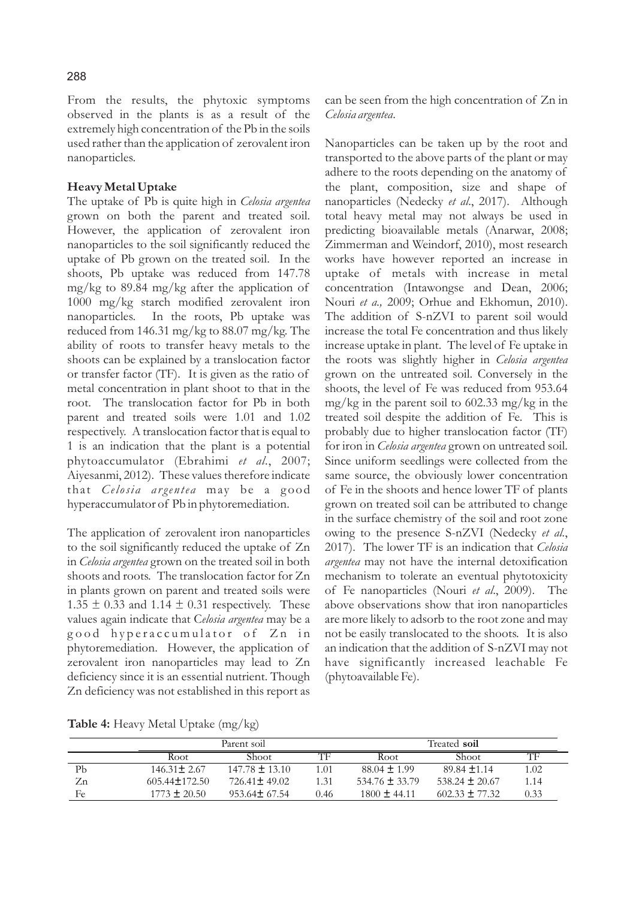From the results, the phytoxic symptoms observed in the plants is as a result of the extremely high concentration of the Pb in the soils used rather than the application of zerovalent iron nanoparticles.

### Heavy Metal Uptake

The uptake of Pb is quite high in *Celosia argentea* grown on both the parent and treated soil. However, the application of zerovalent iron nanoparticles to the soil significantly reduced the uptake of Pb grown on the treated soil. In the shoots, Pb uptake was reduced from 147.78 mg/kg to 89.84 mg/kg after the application of 1000 mg/kg starch modified zerovalent iron nanoparticles. In the roots, Pb uptake was reduced from 146.31 mg/kg to 88.07 mg/kg. The ability of roots to transfer heavy metals to the shoots can be explained by a translocation factor or transfer factor (TF). It is given as the ratio of metal concentration in plant shoot to that in the root. The translocation factor for Pb in both parent and treated soils were 1.01 and 1.02 respectively. A translocation factor that is equal to 1 is an indication that the plant is a potential phytoaccumulator (Ebrahimi *et al*., 2007; Aiyesanmi, 2012). These values therefore indicate that *Celosia argentea* may be a good hyperaccumulator of Pb in phytoremediation.

The application of zerovalent iron nanoparticles to the soil significantly reduced the uptake of Zn in *Celosia argentea* grown on the treated soil in both shoots and roots. The translocation factor for Zn in plants grown on parent and treated soils were $1.35 \pm 0.33$ and $1.14 \pm 0.31$ respectively. These values again indicate that C*elosia argentea* may be a good hyperaccumulator of Zn in phytoremediation. However, the application of zerovalent iron nanoparticles may lead to Zn deficiency since it is an essential nutrient. Though Zn deficiency was not established in this report as can be seen from the high concentration of Zn in *Celosia argentea*.

Nanoparticles can be taken up by the root and transported to the above parts of the plant or may adhere to the roots depending on the anatomy of the plant, composition, size and shape of nanoparticles (Nedecky *et al*., 2017). Although total heavy metal may not always be used in predicting bioavailable metals (Anarwar, 2008; Zimmerman and Weindorf, 2010), most research works have however reported an increase in uptake of metals with increase in metal concentration (Intawongse and Dean, 2006; Nouri *et a.,* 2009; Orhue and Ekhomun, 2010). The addition of S-nZVI to parent soil would increase the total Fe concentration and thus likely increase uptake in plant. The level of Fe uptake in the roots was slightly higher in *Celosia argentea* grown on the untreated soil. Conversely in the shoots, the level of Fe was reduced from 953.64 mg/kg in the parent soil to 602.33 mg/kg in the treated soil despite the addition of Fe. This is probably due to higher translocation factor (TF) for iron in *Celosia argentea* grown on untreated soil. Since uniform seedlings were collected from the same source, the obviously lower concentration of Fe in the shoots and hence lower TF of plants grown on treated soil can be attributed to change in the surface chemistry of the soil and root zone owing to the presence S-nZVI (Nedecky *et al*., 2017). The lower TF is an indication that *Celosia argentea* may not have the internal detoxification mechanism to tolerate an eventual phytotoxicity of Fe nanoparticles (Nouri *et al*., 2009). The above observations show that iron nanoparticles are more likely to adsorb to the root zone and may not be easily translocated to the shoots. It is also an indication that the addition of S-nZVI may not have significantly increased leachable Fe (phytoavailable Fe).

**Table 4:** Heavy Metal Uptake (mg/kg)

| | Parent soil | | | Treated **soil** | | |
|---|---|---|---|---|---|---|
| | Root | Shoot | TF | Root | Shoot | TF |
| Pb | $146.31 \pm 2.67$ | $147.78 \pm 13.10$ | 1.01 | $88.04 \pm 1.99$ | $89.84 \pm 1.14$ | 1.02 |
| Zn | $605.44 \pm 172.50$ | $726.41 \pm 49.02$ | 1.31 | $534.76 \pm 33.79$ | $538.24 \pm 20.67$ | 1.14 |
| Fe | $1773 \pm 20.50$ | $953.64 \pm 67.54$ | 0.46 | $1800 \pm 44.11$ | $602.33 \pm 77.32$ | 0.33 |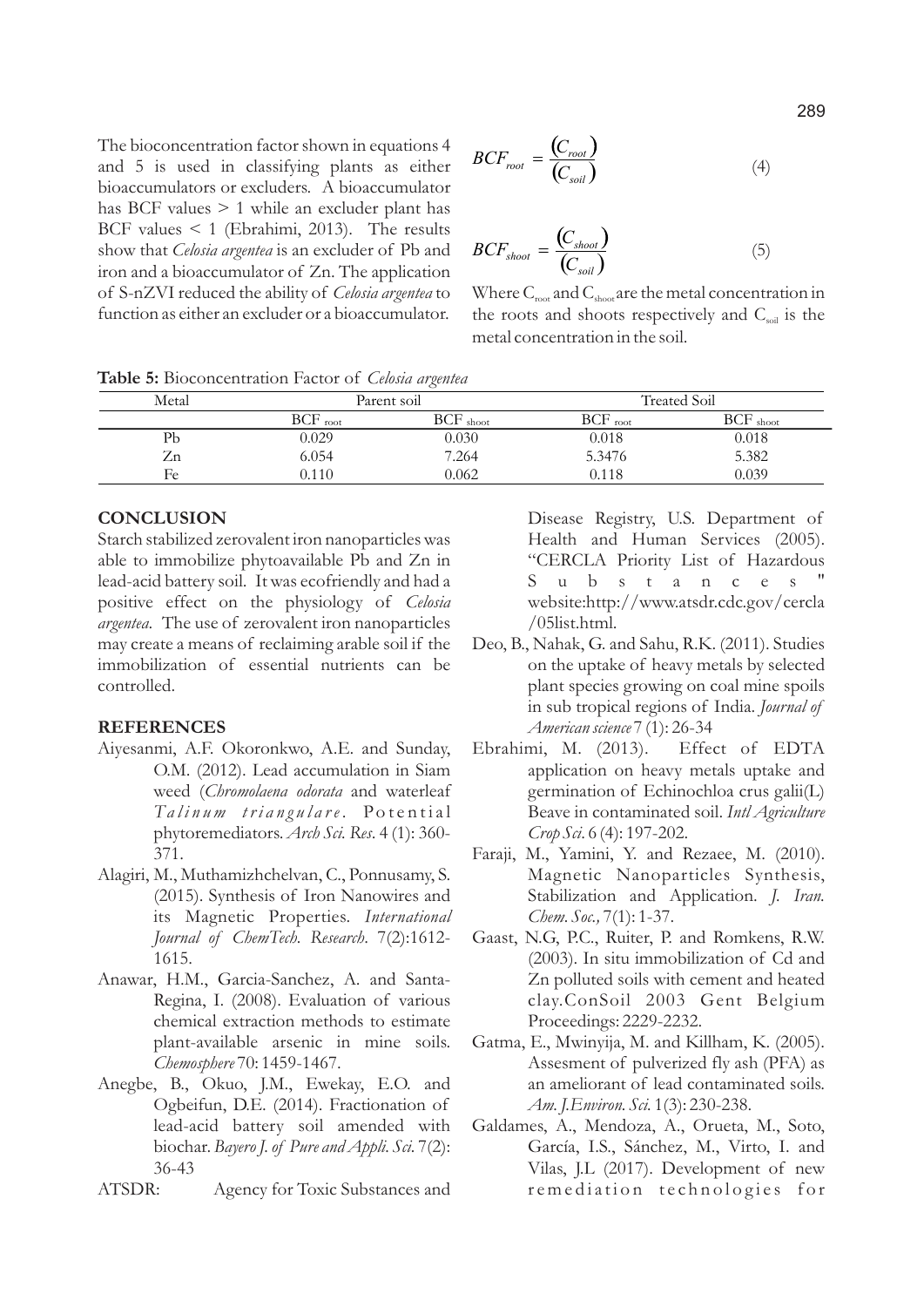The bioconcentration factor shown in equations 4 and 5 is used in classifying plants as either bioaccumulators or excluders. A bioaccumulator has BCF values > 1 while an excluder plant has BCF values < 1 (Ebrahimi, 2013). The results show that *Celosia argentea* is an excluder of Pb and iron and a bioaccumulator of Zn. The application of S-nZVI reduced the ability of *Celosia argentea* to function as either an excluder or a bioaccumulator.

$$BCF_{root} = \frac{(C_{root})}{(C_{soil})} \tag{4}$$

$$BCF_{shoot} = \frac{(C_{shoot})}{(C_{soil})} \tag{5}$$

Where $C_{root}$ and $C_{shoot}$ are the metal concentration in the roots and shoots respectively and $C_{soil}$ is the metal concentration in the soil.

**Table 5:** Bioconcentration Factor of *Celosia argentea*

| Metal | Parent soil | | Treated Soil | |
|---|---|---|---|---|
| | $BCF_{root}$ | $BCF_{shoot}$ | $BCF_{root}$ | $BCF_{shoot}$ |
| Pb | 0.029 | 0.030 | 0.018 | 0.018 |
| Zn | 6.054 | 7.264 | 5.3476 | 5.382 |
| Fe | 0.110 | 0.062 | 0.118 | 0.039 |

## CONCLUSION

Starch stabilized zerovalent iron nanoparticles was able to immobilize phytoavailable Pb and Zn in lead-acid battery soil. It was ecofriendly and had a positive effect on the physiology of *Celosia argentea*. The use of zerovalent iron nanoparticles may create a means of reclaiming arable soil if the immobilization of essential nutrients can be controlled.

## REFERENCES

- Aiyesanmi, A.F. Okoronkwo, A.E. and Sunday, O.M. (2012). Lead accumulation in Siam weed (*Chromolaena odorata* and waterleaf *Talinum triangulare*. Potential phytoremediators. *Arch Sci. Res*. 4 (1): 360-371.
- Alagiri, M., Muthamizhchelvan, C., Ponnusamy, S. (2015). Synthesis of Iron Nanowires and its Magnetic Properties. *International Journal of ChemTech. Research*. 7(2):1612-1615.
- Anawar, H.M., Garcia-Sanchez, A. and Santa-Regina, I. (2008). Evaluation of various chemical extraction methods to estimate plant-available arsenic in mine soils. *Chemosphere* 70: 1459-1467.
- Anegbe, B., Okuo, J.M., Ewekay, E.O. and Ogbeifun, D.E. (2014). Fractionation of lead-acid battery soil amended with biochar. *Bayero J. of Pure and Appli. Sci*. 7(2): 36-43
- ATSDR: Agency for Toxic Substances and Disease Registry, U.S. Department of Health and Human Services (2005). "CERCLA Priority List of Hazardous Substances" website:http://www.atsdr.cdc.gov/cercla/05list.html.
- Deo, B., Nahak, G. and Sahu, R.K. (2011). Studies on the uptake of heavy metals by selected plant species growing on coal mine spoils in sub tropical regions of India. *Journal of American science* 7 (1): 26-34
- Ebrahimi, M. (2013). Effect of EDTA application on heavy metals uptake and germination of Echinochloa crus galii(L) Beave in contaminated soil. *Intl Agriculture Crop Sci*. 6 (4): 197-202.
- Faraji, M., Yamini, Y. and Rezaee, M. (2010). Magnetic Nanoparticles Synthesis, Stabilization and Application. *J. Iran. Chem. Soc.,* 7(1): 1-37.
- Gaast, N.G, P.C., Ruiter, P. and Romkens, R.W. (2003). In situ immobilization of Cd and Zn polluted soils with cement and heated clay.ConSoil 2003 Gent Belgium Proceedings: 2229-2232.
- Gatma, E., Mwinyija, M. and Killham, K. (2005). Assesment of pulverized fly ash (PFA) as an ameliorant of lead contaminated soils. *Am. J.Environ. Sci*. 1(3): 230-238.
- Galdames, A., Mendoza, A., Orueta, M., Soto, García, I.S., Sánchez, M., Virto, I. and Vilas, J.L (2017). Development of new remediation technologies for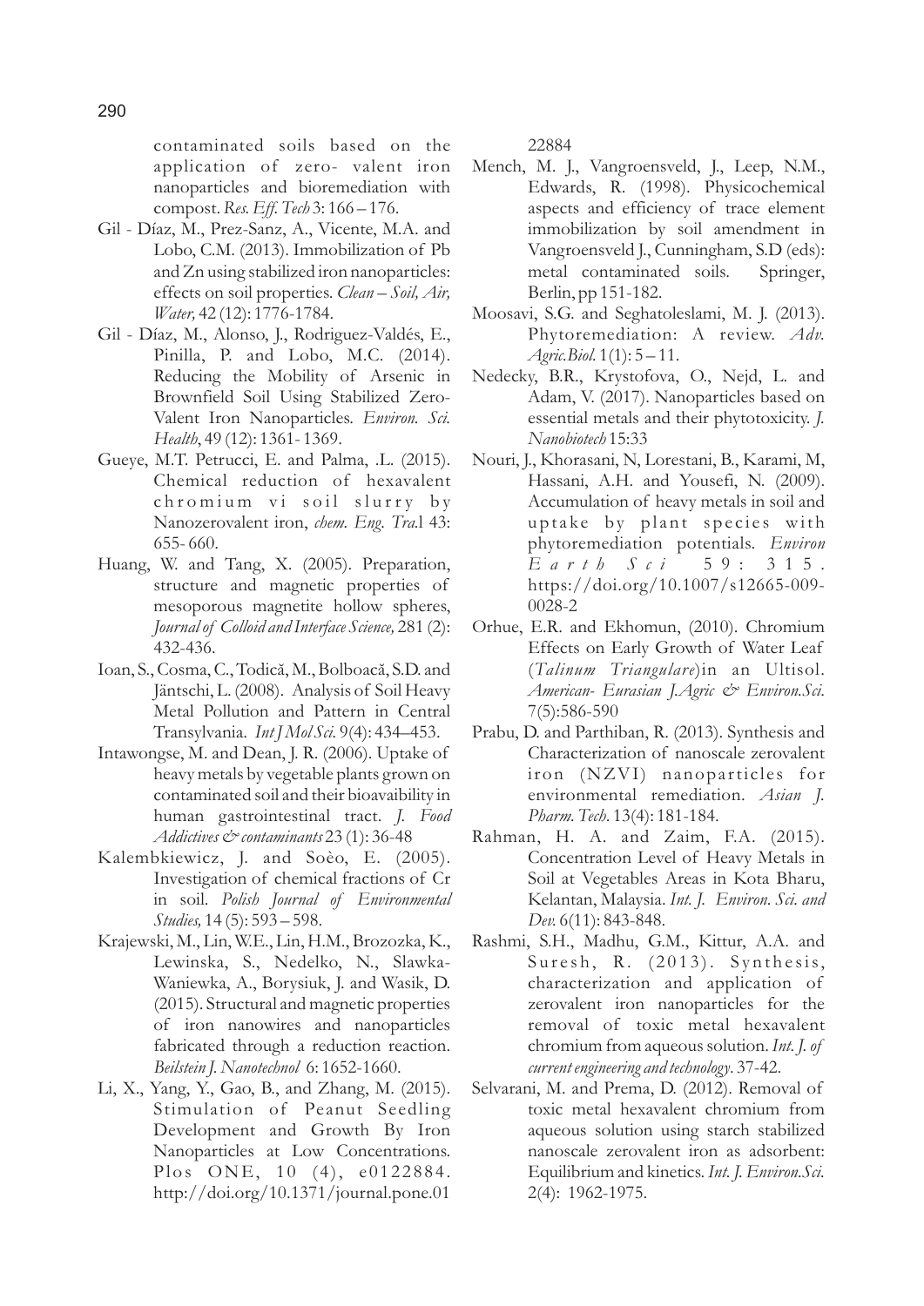contaminated soils based on the application of zero- valent iron nanoparticles and bioremediation with compost. *Res. Eff. Tech* 3: 166 – 176.

Gil - Díaz, M., Prez-Sanz, A., Vicente, M.A. and Lobo, C.M. (2013). Immobilization of Pb and Zn using stabilized iron nanoparticles: effects on soil properties. *Clean – Soil, Air, Water,* 42 (12): 1776-1784.

Gil - Díaz, M., Alonso, J., Rodriguez-Valdés, E., Pinilla, P. and Lobo, M.C. (2014). Reducing the Mobility of Arsenic in Brownfield Soil Using Stabilized Zero-Valent Iron Nanoparticles. *Environ. Sci. Health*, 49 (12): 1361- 1369.

Gueye, M.T. Petrucci, E. and Palma, .L. (2015). Chemical reduction of hexavalent chromium vi soil slurry by Nanozerovalent iron, *chem. Eng. Tra*.l 43: 655- 660.

Huang, W. and Tang, X. (2005). Preparation, structure and magnetic properties of mesoporous magnetite hollow spheres, *Journal of Colloid and Interface Science,* 281 (2): 432-436.

Ioan, S., Cosma, C., Todică, M., Bolboacă, S.D. and Jäntschi, L. (2008). Analysis of Soil Heavy Metal Pollution and Pattern in Central Transylvania. *Int J Mol Sci.* 9(4): 434–453.

Intawongse, M. and Dean, J. R. (2006). Uptake of heavy metals by vegetable plants grown on contaminated soil and their bioavaibility in human gastrointestinal tract. *J. Food Addictives & contaminants* 23 (1): 36-48

Kalembkiewicz, J. and Soèo, E. (2005). Investigation of chemical fractions of Cr in soil. *Polish Journal of Environmental Studies,* 14 (5): 593 – 598.

Krajewski, M., Lin, W.E., Lin, H.M., Brozozka, K., Lewinska, S., Nedelko, N., Slawka-Waniewka, A., Borysiuk, J. and Wasik, D. (2015). Structural and magnetic properties of iron nanowires and nanoparticles fabricated through a reduction reaction. *Beilstein J. Nanotechnol* 6: 1652-1660.

Li, X., Yang, Y., Gao, B., and Zhang, M. (2015). Stimulation of Peanut Seedling Development and Growth By Iron Nanoparticles at Low Concentrations. Plos ONE, 10 (4), e0122884. http://doi.org/10.1371/journal.pone.0122884

Mench, M. J., Vangroensveld, J., Leep, N.M., Edwards, R. (1998). Physicochemical aspects and efficiency of trace element immobilization by soil amendment in Vangroensveld J., Cunningham, S.D (eds): metal contaminated soils. Springer, Berlin, pp 151-182.

Moosavi, S.G. and Seghatoleslami, M. J. (2013). Phytoremediation: A review. *Adv. Agric.Biol.* 1(1): 5 – 11.

Nedecky, B.R., Krystofova, O., Nejd, L. and Adam, V. (2017). Nanoparticles based on essential metals and their phytotoxicity. *J. Nanobiotech* 15:33

Nouri, J., Khorasani, N, Lorestani, B., Karami, M, Hassani, A.H. and Yousefi, N. (2009). Accumulation of heavy metals in soil and uptake by plant species with phytoremediation potentials. *Environ Earth Sci* 59: 315. https://doi.org/10.1007/s12665-009-0028-2

Orhue, E.R. and Ekhomun, (2010). Chromium Effects on Early Growth of Water Leaf (*Talinum Triangulare*)in an Ultisol. *American- Eurasian J.Agric & Environ.Sci.* 7(5):586-590

Prabu, D. and Parthiban, R. (2013). Synthesis and Characterization of nanoscale zerovalent iron (NZVI) nanoparticles for environmental remediation. *Asian J. Pharm. Tech.* 13(4): 181-184.

Rahman, H. A. and Zaim, F.A. (2015). Concentration Level of Heavy Metals in Soil at Vegetables Areas in Kota Bharu, Kelantan, Malaysia. *Int. J. Environ. Sci. and Dev.* 6(11): 843-848.

Rashmi, S.H., Madhu, G.M., Kittur, A.A. and Suresh, R. (2013). Synthesis, characterization and application of zerovalent iron nanoparticles for the removal of toxic metal hexavalent chromium from aqueous solution. *Int. J. of current engineering and technology*. 37-42.

Selvarani, M. and Prema, D. (2012). Removal of toxic metal hexavalent chromium from aqueous solution using starch stabilized nanoscale zerovalent iron as adsorbent: Equilibrium and kinetics. *Int. J. Environ.Sci.* 2(4): 1962-1975.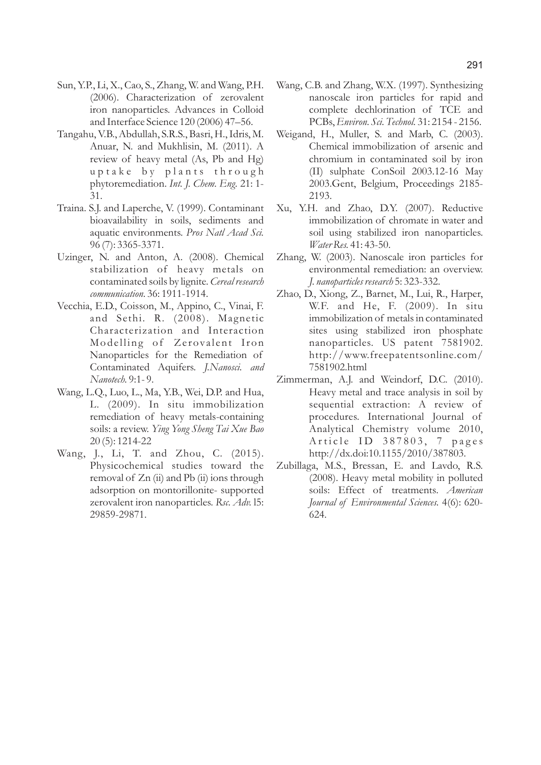Sun, Y.P., Li, X., Cao, S., Zhang, W. and Wang, P.H. (2006). Characterization of zerovalent iron nanoparticles. Advances in Colloid and Interface Science 120 (2006) 47–56.

Tangahu, V.B., Abdullah, S.R.S., Basri, H., Idris, M. Anuar, N. and Mukhlisin, M. (2011). A review of heavy metal (As, Pb and Hg) uptake by plants through phytoremediation. *Int. J. Chem. Eng.* 21: 1-31.

Traina. S.J. and Laperche, V. (1999). Contaminant bioavailability in soils, sediments and aquatic environments. *Pros Natl Acad Sci.* 96 (7): 3365-3371.

Uzinger, N. and Anton, A. (2008). Chemical stabilization of heavy metals on contaminated soils by lignite. *Cereal research communication.* 36: 1911-1914.

Vecchia, E.D., Coisson, M., Appino, C., Vinai, F. and Sethi. R. (2008). Magnetic Characterization and Interaction Modelling of Zerovalent Iron Nanoparticles for the Remediation of Contaminated Aquifers. *J.Nanosci. and Nanotech.* 9:1- 9.

Wang, L.Q., Luo, L., Ma, Y.B., Wei, D.P. and Hua, L. (2009). In situ immobilization remediation of heavy metals-containing soils: a review. *Ying Yong Sheng Tai Xue Bao* 20 (5): 1214-22

Wang, J., Li, T. and Zhou, C. (2015). Physicochemical studies toward the removal of Zn (ii) and Pb (ii) ions through adsorption on montorillonite- supported zerovalent iron nanoparticles. *Rsc. Adv.* l5: 29859-29871.

Wang, C.B. and Zhang, W.X. (1997). Synthesizing nanoscale iron particles for rapid and complete dechlorination of TCE and PCBs, *Environ. Sci. Technol.* 31: 2154 - 2156.

Weigand, H., Muller, S. and Marb, C. (2003). Chemical immobilization of arsenic and chromium in contaminated soil by iron (II) sulphate ConSoil 2003.12-16 May 2003.Gent, Belgium, Proceedings 2185-2193.

Xu, Y.H. and Zhao, D.Y. (2007). Reductive immobilization of chromate in water and soil using stabilized iron nanoparticles. *Water Res.* 41: 43-50.

Zhang, W. (2003). Nanoscale iron particles for environmental remediation: an overview. *J. nanoparticles research* 5: 323-332.

Zhao, D., Xiong, Z., Barnet, M., Lui, R., Harper, W.F. and He, F. (2009). In situ immobilization of metals in contaminated sites using stabilized iron phosphate nanoparticles. US patent 7581902. http://www.freepatentsonline.com/7581902.html

Zimmerman, A.J. and Weindorf, D.C. (2010). Heavy metal and trace analysis in soil by sequential extraction: A review of procedures. International Journal of Analytical Chemistry volume 2010, Article ID 387803, 7 pages http://dx.doi:10.1155/2010/387803.

Zubillaga, M.S., Bressan, E. and Lavdo, R.S. (2008). Heavy metal mobility in polluted soils: Effect of treatments. *American Journal of Environmental Sciences.* 4(6): 620-624.